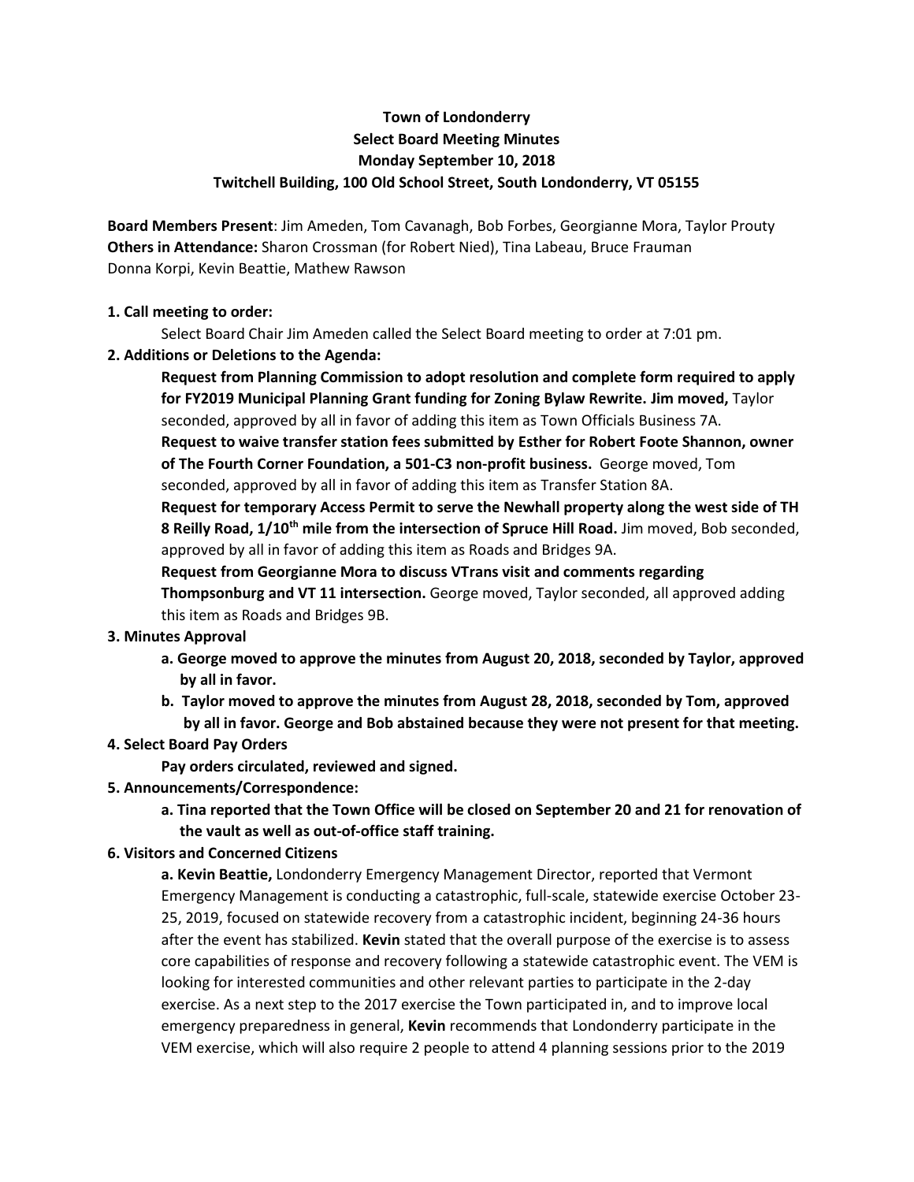**Town of Londonderry**
**Select Board Meeting Minutes**
**Monday September 10, 2018**
**Twitchell Building, 100 Old School Street, South Londonderry, VT 05155**

**Board Members Present**: Jim Ameden, Tom Cavanagh, Bob Forbes, Georgianne Mora, Taylor Prouty
**Others in Attendance:** Sharon Crossman (for Robert Nied), Tina Labeau, Bruce Frauman
Donna Korpi, Kevin Beattie, Mathew Rawson

**1. Call meeting to order:**

Select Board Chair Jim Ameden called the Select Board meeting to order at 7:01 pm.

**2. Additions or Deletions to the Agenda:**

**Request from Planning Commission to adopt resolution and complete form required to apply for FY2019 Municipal Planning Grant funding for Zoning Bylaw Rewrite. Jim moved,** Taylor seconded, approved by all in favor of adding this item as Town Officials Business 7A.

**Request to waive transfer station fees submitted by Esther for Robert Foote Shannon, owner of The Fourth Corner Foundation, a 501-C3 non-profit business.** George moved, Tom seconded, approved by all in favor of adding this item as Transfer Station 8A.

**Request for temporary Access Permit to serve the Newhall property along the west side of TH 8 Reilly Road, 1/10th mile from the intersection of Spruce Hill Road.** Jim moved, Bob seconded, approved by all in favor of adding this item as Roads and Bridges 9A.

**Request from Georgianne Mora to discuss VTrans visit and comments regarding Thompsonburg and VT 11 intersection.** George moved, Taylor seconded, all approved adding this item as Roads and Bridges 9B.

**3. Minutes Approval**

a. **George moved to approve the minutes from August 20, 2018, seconded by Taylor, approved by all in favor.**

b. **Taylor moved to approve the minutes from August 28, 2018, seconded by Tom, approved by all in favor. George and Bob abstained because they were not present for that meeting.**

**4. Select Board Pay Orders**

**Pay orders circulated, reviewed and signed.**

**5. Announcements/Correspondence:**

a. **Tina reported that the Town Office will be closed on September 20 and 21 for renovation of the vault as well as out-of-office staff training.**

**6. Visitors and Concerned Citizens**

a. **Kevin Beattie,** Londonderry Emergency Management Director, reported that Vermont Emergency Management is conducting a catastrophic, full-scale, statewide exercise October 23-25, 2019, focused on statewide recovery from a catastrophic incident, beginning 24-36 hours after the event has stabilized. **Kevin** stated that the overall purpose of the exercise is to assess core capabilities of response and recovery following a statewide catastrophic event. The VEM is looking for interested communities and other relevant parties to participate in the 2-day exercise. As a next step to the 2017 exercise the Town participated in, and to improve local emergency preparedness in general, **Kevin** recommends that Londonderry participate in the VEM exercise, which will also require 2 people to attend 4 planning sessions prior to the 2019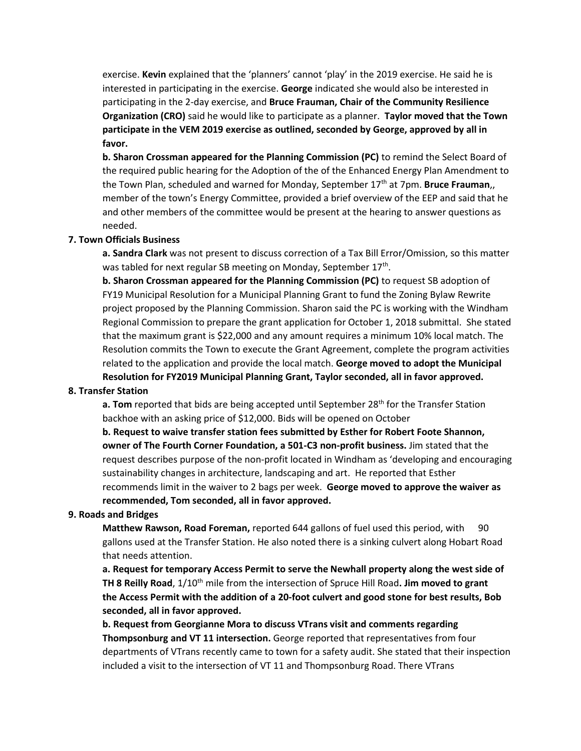exercise. **Kevin** explained that the 'planners' cannot 'play' in the 2019 exercise. He said he is interested in participating in the exercise. **George** indicated she would also be interested in participating in the 2-day exercise, and **Bruce Frauman, Chair of the Community Resilience Organization (CRO)** said he would like to participate as a planner. **Taylor moved that the Town participate in the VEM 2019 exercise as outlined, seconded by George, approved by all in favor.**

**b. Sharon Crossman appeared for the Planning Commission (PC)** to remind the Select Board of the required public hearing for the Adoption of the of the Enhanced Energy Plan Amendment to the Town Plan, scheduled and warned for Monday, September 17th at 7pm. **Bruce Frauman**,, member of the town's Energy Committee, provided a brief overview of the EEP and said that he and other members of the committee would be present at the hearing to answer questions as needed.

**7. Town Officials Business**

**a. Sandra Clark** was not present to discuss correction of a Tax Bill Error/Omission, so this matter was tabled for next regular SB meeting on Monday, September 17th.

**b. Sharon Crossman appeared for the Planning Commission (PC)** to request SB adoption of FY19 Municipal Resolution for a Municipal Planning Grant to fund the Zoning Bylaw Rewrite project proposed by the Planning Commission. Sharon said the PC is working with the Windham Regional Commission to prepare the grant application for October 1, 2018 submittal. She stated that the maximum grant is $22,000 and any amount requires a minimum 10% local match. The Resolution commits the Town to execute the Grant Agreement, complete the program activities related to the application and provide the local match. **George moved to adopt the Municipal Resolution for FY2019 Municipal Planning Grant, Taylor seconded, all in favor approved.**

**8. Transfer Station**

**a. Tom** reported that bids are being accepted until September 28th for the Transfer Station backhoe with an asking price of $12,000. Bids will be opened on October

**b. Request to waive transfer station fees submitted by Esther for Robert Foote Shannon, owner of The Fourth Corner Foundation, a 501-C3 non-profit business.** Jim stated that the request describes purpose of the non-profit located in Windham as 'developing and encouraging sustainability changes in architecture, landscaping and art. He reported that Esther recommends limit in the waiver to 2 bags per week. **George moved to approve the waiver as recommended, Tom seconded, all in favor approved.**

**9. Roads and Bridges**

**Matthew Rawson, Road Foreman,** reported 644 gallons of fuel used this period, with 90 gallons used at the Transfer Station. He also noted there is a sinking culvert along Hobart Road that needs attention.

**a. Request for temporary Access Permit to serve the Newhall property along the west side of TH 8 Reilly Road**, 1/10th mile from the intersection of Spruce Hill Road**. Jim moved to grant the Access Permit with the addition of a 20-foot culvert and good stone for best results, Bob seconded, all in favor approved.**

**b. Request from Georgianne Mora to discuss VTrans visit and comments regarding Thompsonburg and VT 11 intersection.** George reported that representatives from four departments of VTrans recently came to town for a safety audit. She stated that their inspection included a visit to the intersection of VT 11 and Thompsonburg Road. There VTrans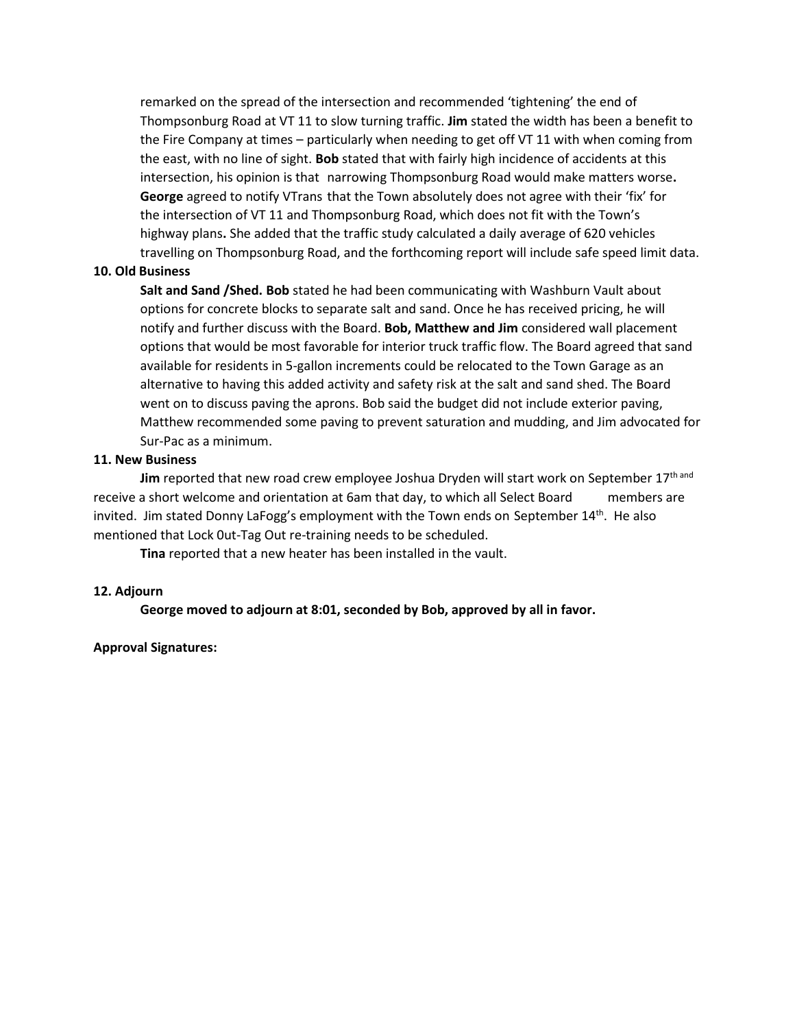remarked on the spread of the intersection and recommended 'tightening' the end of Thompsonburg Road at VT 11 to slow turning traffic. **Jim** stated the width has been a benefit to the Fire Company at times – particularly when needing to get off VT 11 with when coming from the east, with no line of sight. **Bob** stated that with fairly high incidence of accidents at this intersection, his opinion is that narrowing Thompsonburg Road would make matters worse**.** **George** agreed to notify VTrans that the Town absolutely does not agree with their 'fix' for the intersection of VT 11 and Thompsonburg Road, which does not fit with the Town's highway plans**.** She added that the traffic study calculated a daily average of 620 vehicles travelling on Thompsonburg Road, and the forthcoming report will include safe speed limit data.

**10. Old Business**

**Salt and Sand /Shed. Bob** stated he had been communicating with Washburn Vault about options for concrete blocks to separate salt and sand. Once he has received pricing, he will notify and further discuss with the Board. **Bob, Matthew and Jim** considered wall placement options that would be most favorable for interior truck traffic flow. The Board agreed that sand available for residents in 5-gallon increments could be relocated to the Town Garage as an alternative to having this added activity and safety risk at the salt and sand shed. The Board went on to discuss paving the aprons. Bob said the budget did not include exterior paving, Matthew recommended some paving to prevent saturation and mudding, and Jim advocated for Sur-Pac as a minimum.

**11. New Business**

**Jim** reported that new road crew employee Joshua Dryden will start work on September 17th and receive a short welcome and orientation at 6am that day, to which all Select Board members are invited. Jim stated Donny LaFogg's employment with the Town ends on September 14th. He also mentioned that Lock 0ut-Tag Out re-training needs to be scheduled.

**Tina** reported that a new heater has been installed in the vault.

**12. Adjourn**

**George moved to adjourn at 8:01, seconded by Bob, approved by all in favor.**

**Approval Signatures:**